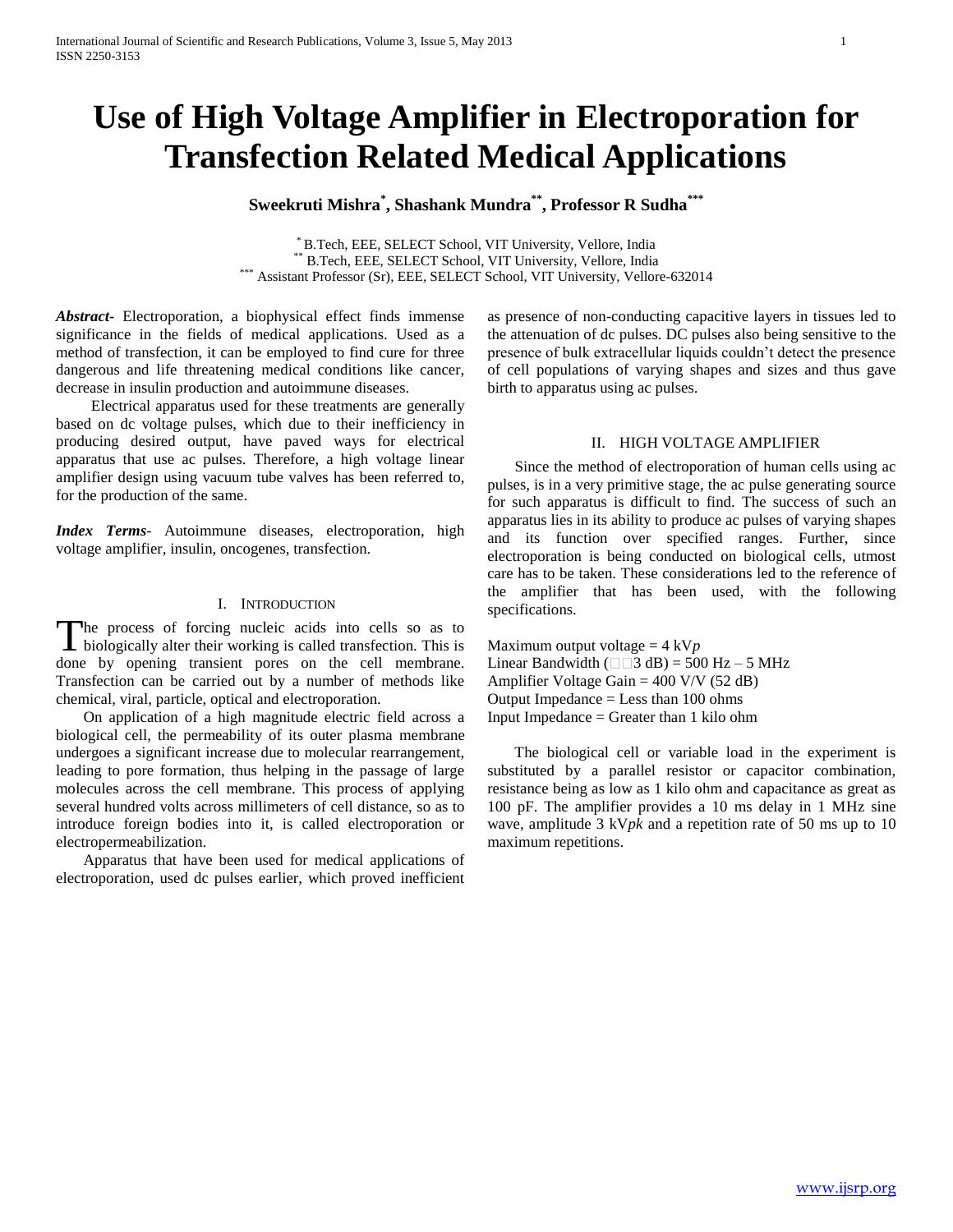# Use of High Voltage Amplifier in Electroporation for Transfection Related Medical Applications

**Sweekruti Mishra[*], Shashank Mundra[**], Professor R Sudha[***]**

[*] B.Tech, EEE, SELECT School, VIT University, Vellore, India
[**] B.Tech, EEE, SELECT School, VIT University, Vellore, India
[***] Assistant Professor (Sr), EEE, SELECT School, VIT University, Vellore-632014

***Abstract*-** Electroporation, a biophysical effect finds immense significance in the fields of medical applications. Used as a method of transfection, it can be employed to find cure for three dangerous and life threatening medical conditions like cancer, decrease in insulin production and autoimmune diseases.

Electrical apparatus used for these treatments are generally based on dc voltage pulses, which due to their inefficiency in producing desired output, have paved ways for electrical apparatus that use ac pulses. Therefore, a high voltage linear amplifier design using vacuum tube valves has been referred to, for the production of the same.

***Index Terms*-** Autoimmune diseases, electroporation, high voltage amplifier, insulin, oncogenes, transfection.

## I. Introduction

The process of forcing nucleic acids into cells so as to biologically alter their working is called transfection. This is done by opening transient pores on the cell membrane. Transfection can be carried out by a number of methods like chemical, viral, particle, optical and electroporation.

On application of a high magnitude electric field across a biological cell, the permeability of its outer plasma membrane undergoes a significant increase due to molecular rearrangement, leading to pore formation, thus helping in the passage of large molecules across the cell membrane. This process of applying several hundred volts across millimeters of cell distance, so as to introduce foreign bodies into it, is called electroporation or electropermeabilization.

Apparatus that have been used for medical applications of electroporation, used dc pulses earlier, which proved inefficient as presence of non-conducting capacitive layers in tissues led to the attenuation of dc pulses. DC pulses also being sensitive to the presence of bulk extracellular liquids couldn't detect the presence of cell populations of varying shapes and sizes and thus gave birth to apparatus using ac pulses.

## II. High Voltage Amplifier

Since the method of electroporation of human cells using ac pulses, is in a very primitive stage, the ac pulse generating source for such apparatus is difficult to find. The success of such an apparatus lies in its ability to produce ac pulses of varying shapes and its function over specified ranges. Further, since electroporation is being conducted on biological cells, utmost care has to be taken. These considerations led to the reference of the amplifier that has been used, with the following specifications.

Maximum output voltage = 4 kV*p*
Linear Bandwidth (−3 dB) = 500 Hz – 5 MHz
Amplifier Voltage Gain = 400 V/V (52 dB)
Output Impedance = Less than 100 ohms
Input Impedance = Greater than 1 kilo ohm

The biological cell or variable load in the experiment is substituted by a parallel resistor or capacitor combination, resistance being as low as 1 kilo ohm and capacitance as great as 100 pF. The amplifier provides a 10 ms delay in 1 MHz sine wave, amplitude 3 kV*pk* and a repetition rate of 50 ms up to 10 maximum repetitions.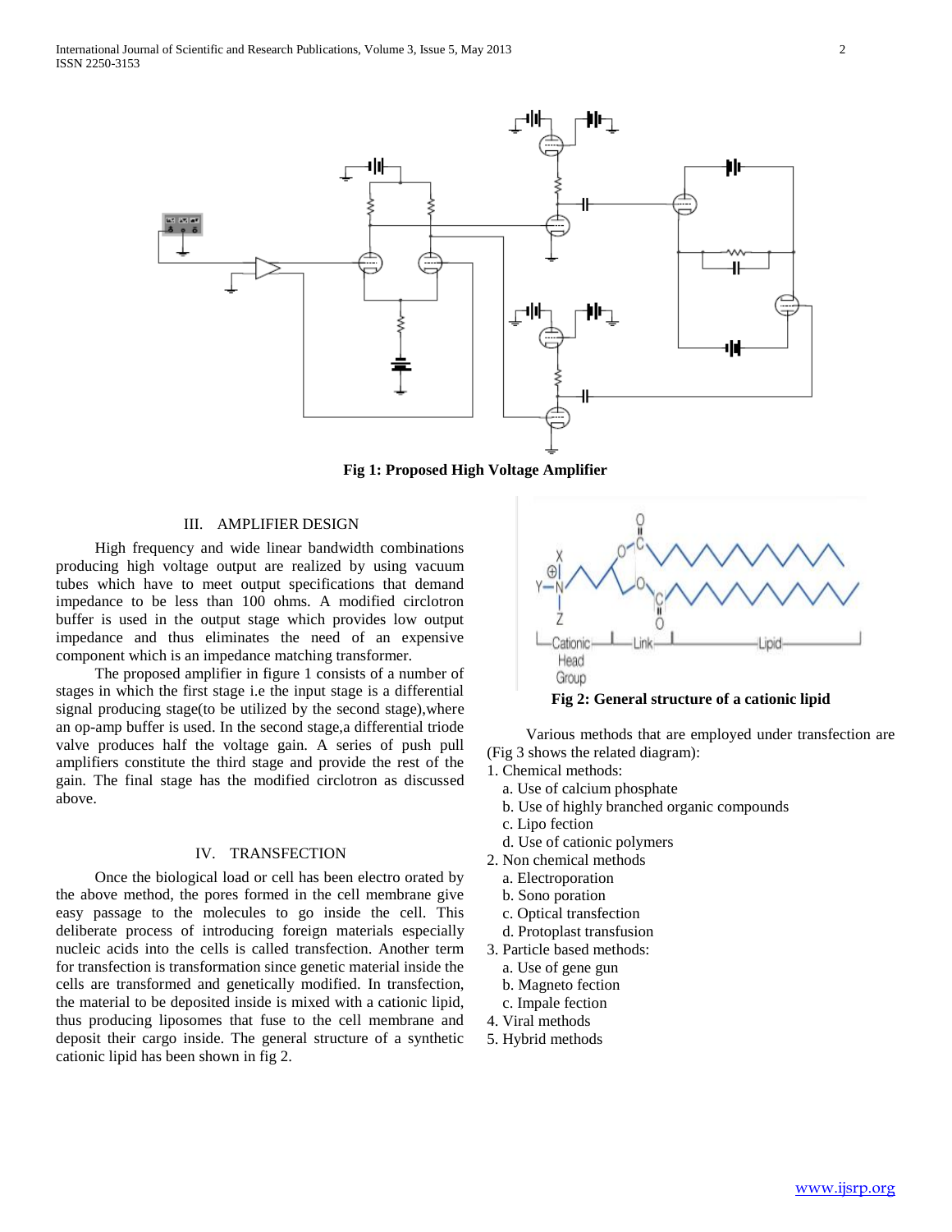Fig 1: Proposed High Voltage Amplifier

## III. AMPLIFIER DESIGN

High frequency and wide linear bandwidth combinations producing high voltage output are realized by using vacuum tubes which have to meet output specifications that demand impedance to be less than 100 ohms. A modified circlotron buffer is used in the output stage which provides low output impedance and thus eliminates the need of an expensive component which is an impedance matching transformer.

The proposed amplifier in figure 1 consists of a number of stages in which the first stage i.e the input stage is a differential signal producing stage(to be utilized by the second stage),where an op-amp buffer is used. In the second stage,a differential triode valve produces half the voltage gain. A series of push pull amplifiers constitute the third stage and provide the rest of the gain. The final stage has the modified circlotron as discussed above.

## IV. TRANSFECTION

Once the biological load or cell has been electro orated by the above method, the pores formed in the cell membrane give easy passage to the molecules to go inside the cell. This deliberate process of introducing foreign materials especially nucleic acids into the cells is called transfection. Another term for transfection is transformation since genetic material inside the cells are transformed and genetically modified. In transfection, the material to be deposited inside is mixed with a cationic lipid, thus producing liposomes that fuse to the cell membrane and deposit their cargo inside. The general structure of a synthetic cationic lipid has been shown in fig 2.

Fig 2: General structure of a cationic lipid

Various methods that are employed under transfection are (Fig 3 shows the related diagram):

1. Chemical methods:
   a. Use of calcium phosphate
   b. Use of highly branched organic compounds
   c. Lipo fection
   d. Use of cationic polymers
2. Non chemical methods
   a. Electroporation
   b. Sono poration
   c. Optical transfection
   d. Protoplast transfusion
3. Particle based methods:
   a. Use of gene gun
   b. Magneto fection
   c. Impale fection
4. Viral methods
5. Hybrid methods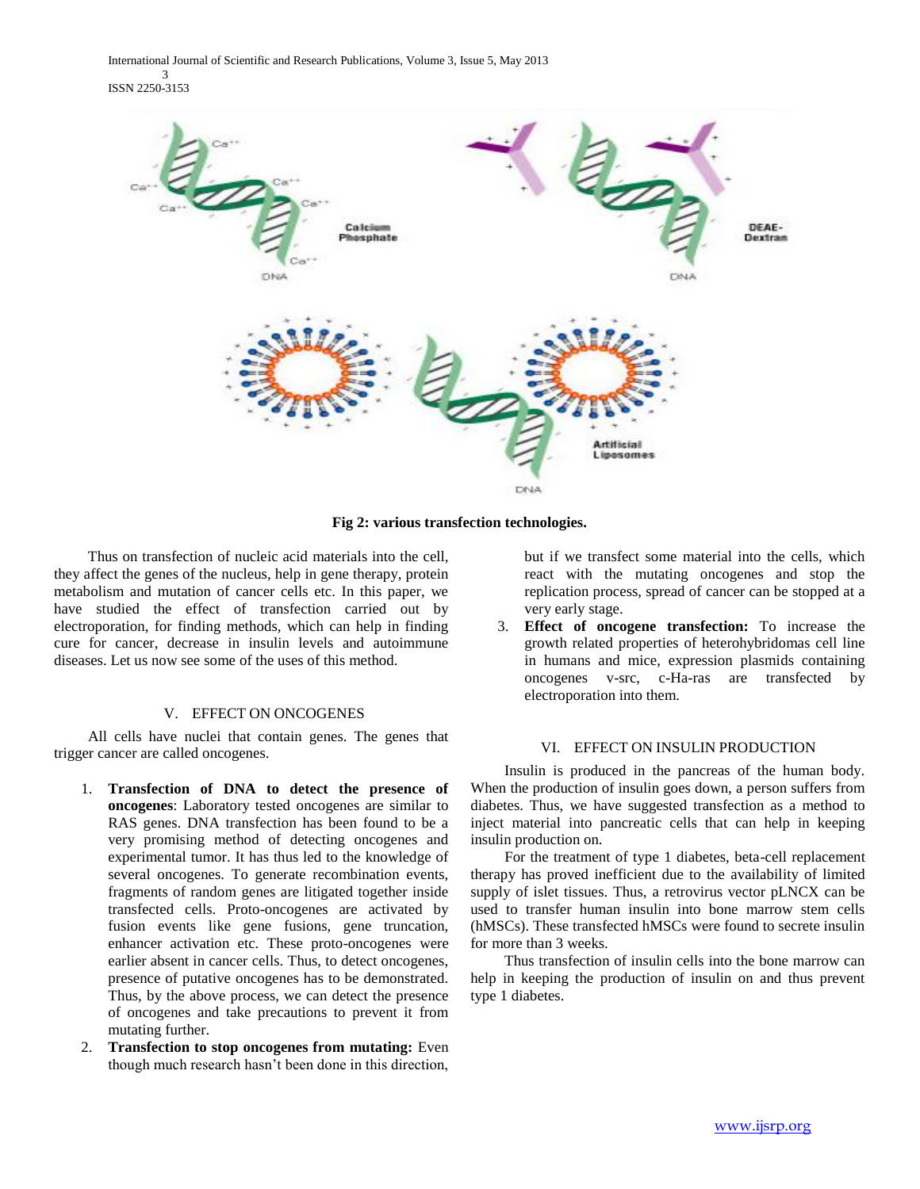Fig 2: various transfection technologies.

Thus on transfection of nucleic acid materials into the cell, they affect the genes of the nucleus, help in gene therapy, protein metabolism and mutation of cancer cells etc. In this paper, we have studied the effect of transfection carried out by electroporation, for finding methods, which can help in finding cure for cancer, decrease in insulin levels and autoimmune diseases. Let us now see some of the uses of this method.

## V. EFFECT ON ONCOGENES

All cells have nuclei that contain genes. The genes that trigger cancer are called oncogenes.

1. **Transfection of DNA to detect the presence of oncogenes**: Laboratory tested oncogenes are similar to RAS genes. DNA transfection has been found to be a very promising method of detecting oncogenes and experimental tumor. It has thus led to the knowledge of several oncogenes. To generate recombination events, fragments of random genes are litigated together inside transfected cells. Proto-oncogenes are activated by fusion events like gene fusions, gene truncation, enhancer activation etc. These proto-oncogenes were earlier absent in cancer cells. Thus, to detect oncogenes, presence of putative oncogenes has to be demonstrated. Thus, by the above process, we can detect the presence of oncogenes and take precautions to prevent it from mutating further.
2. **Transfection to stop oncogenes from mutating:** Even though much research hasn't been done in this direction, but if we transfect some material into the cells, which react with the mutating oncogenes and stop the replication process, spread of cancer can be stopped at a very early stage.
3. **Effect of oncogene transfection:** To increase the growth related properties of heterohybridomas cell line in humans and mice, expression plasmids containing oncogenes v-src, c-Ha-ras are transfected by electroporation into them.

## VI. EFFECT ON INSULIN PRODUCTION

Insulin is produced in the pancreas of the human body. When the production of insulin goes down, a person suffers from diabetes. Thus, we have suggested transfection as a method to inject material into pancreatic cells that can help in keeping insulin production on.

For the treatment of type 1 diabetes, beta-cell replacement therapy has proved inefficient due to the availability of limited supply of islet tissues. Thus, a retrovirus vector pLNCX can be used to transfer human insulin into bone marrow stem cells (hMSCs). These transfected hMSCs were found to secrete insulin for more than 3 weeks.

Thus transfection of insulin cells into the bone marrow can help in keeping the production of insulin on and thus prevent type 1 diabetes.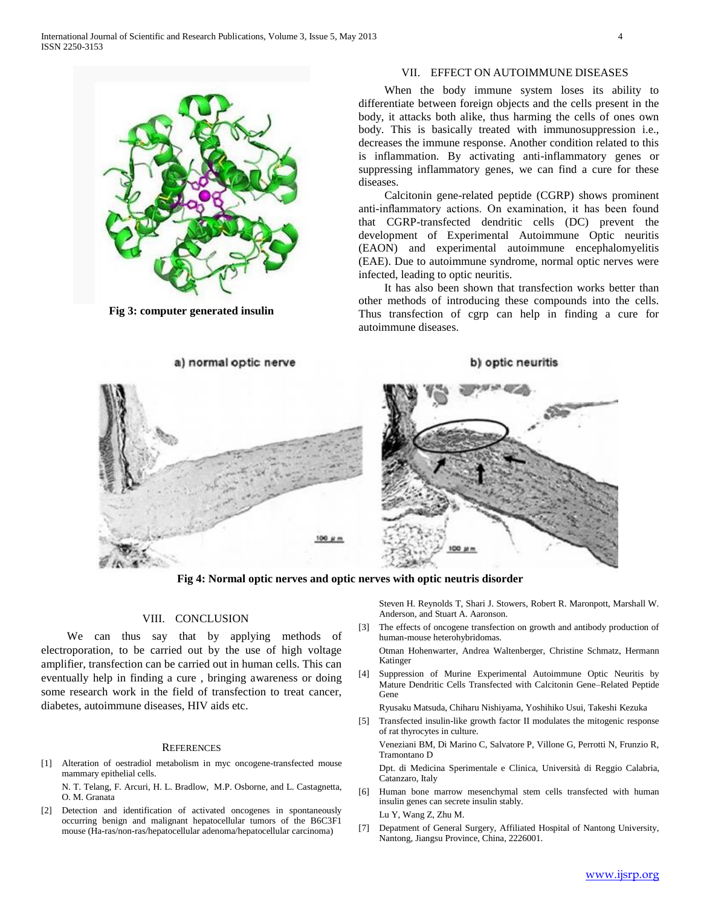Fig 3: computer generated insulin

## VII. EFFECT ON AUTOIMMUNE DISEASES

When the body immune system loses its ability to differentiate between foreign objects and the cells present in the body, it attacks both alike, thus harming the cells of ones own body. This is basically treated with immunosuppression i.e., decreases the immune response. Another condition related to this is inflammation. By activating anti-inflammatory genes or suppressing inflammatory genes, we can find a cure for these diseases.

Calcitonin gene-related peptide (CGRP) shows prominent anti-inflammatory actions. On examination, it has been found that CGRP-transfected dendritic cells (DC) prevent the development of Experimental Autoimmune Optic neuritis (EAON) and experimental autoimmune encephalomyelitis (EAE). Due to autoimmune syndrome, normal optic nerves were infected, leading to optic neuritis.

It has also been shown that transfection works better than other methods of introducing these compounds into the cells. Thus transfection of cgrp can help in finding a cure for autoimmune diseases.

a) normal optic nerve b) optic neuritis

**Fig 4: Normal optic nerves and optic nerves with optic neutris disorder**

## VIII. CONCLUSION

We can thus say that by applying methods of electroporation, to be carried out by the use of high voltage amplifier, transfection can be carried out in human cells. This can eventually help in finding a cure , bringing awareness or doing some research work in the field of transfection to treat cancer, diabetes, autoimmune diseases, HIV aids etc.

## REFERENCES

[1] Alteration of oestradiol metabolism in myc oncogene-transfected mouse mammary epithelial cells.
N. T. Telang, F. Arcuri, H. L. Bradlow, M.P. Osborne, and L. Castagnetta, O. M. Granata

[2] Detection and identification of activated oncogenes in spontaneously occurring benign and malignant hepatocellular tumors of the B6C3F1 mouse (Ha-ras/non-ras/hepatocellular adenoma/hepatocellular carcinoma)
Steven H. Reynolds T, Shari J. Stowers, Robert R. Maronpott, Marshall W. Anderson, and Stuart A. Aaronson.

[3] The effects of oncogene transfection on growth and antibody production of human-mouse heterohybridomas.
Otman Hohenwarter, Andrea Waltenberger, Christine Schmatz, Hermann Katinger

[4] Suppression of Murine Experimental Autoimmune Optic Neuritis by Mature Dendritic Cells Transfected with Calcitonin Gene–Related Peptide Gene
Ryusaku Matsuda, Chiharu Nishiyama, Yoshihiko Usui, Takeshi Kezuka

[5] Transfected insulin-like growth factor II modulates the mitogenic response of rat thyrocytes in culture.
Veneziani BM, Di Marino C, Salvatore P, Villone G, Perrotti N, Frunzio R, Tramontano D
Dpt. di Medicina Sperimentale e Clinica, Università di Reggio Calabria, Catanzaro, Italy

[6] Human bone marrow mesenchymal stem cells transfected with human insulin genes can secrete insulin stably.
Lu Y, Wang Z, Zhu M.

[7] Depatment of General Surgery, Affiliated Hospital of Nantong University, Nantong, Jiangsu Province, China, 2226001.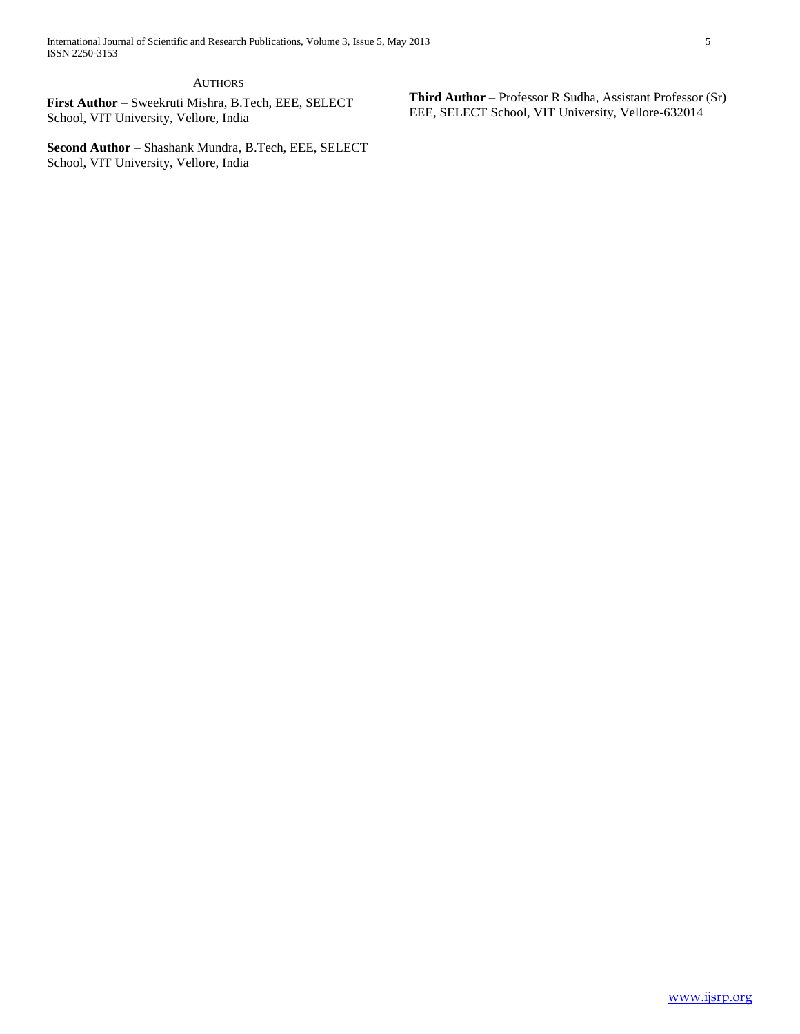## AUTHORS

**First Author** – Sweekruti Mishra, B.Tech, EEE, SELECT School, VIT University, Vellore, India

**Second Author** – Shashank Mundra, B.Tech, EEE, SELECT School, VIT University, Vellore, India

**Third Author** – Professor R Sudha, Assistant Professor (Sr) EEE, SELECT School, VIT University, Vellore-632014